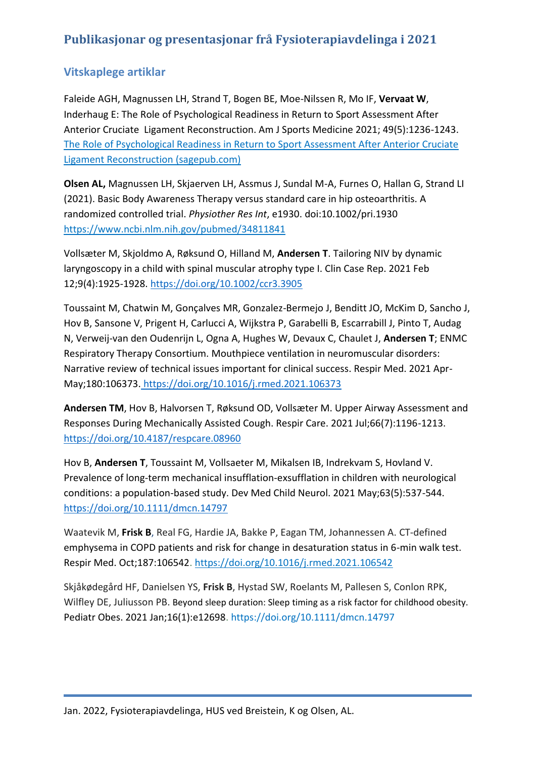# Publikasjonar og presentasjonar frå Fysioterapiavdelinga i 2021

## Vitskaplege artiklar

Faleide AGH, Magnussen LH, Strand T, Bogen BE, Moe-Nilssen R, Mo IF, **Vervaat W**, Inderhaug E: The Role of Psychological Readiness in Return to Sport Assessment After Anterior Cruciate Ligament Reconstruction. Am J Sports Medicine 2021; 49(5):1236-1243. [The Role of Psychological Readiness in Return to Sport Assessment After Anterior Cruciate Ligament Reconstruction (sagepub.com)]()

**Olsen AL,** Magnussen LH, Skjaerven LH, Assmus J, Sundal M-A, Furnes O, Hallan G, Strand LI (2021). Basic Body Awareness Therapy versus standard care in hip osteoarthritis. A randomized controlled trial. *Physiother Res Int*, e1930. doi:10.1002/pri.1930 https://www.ncbi.nlm.nih.gov/pubmed/34811841

Vollsæter M, Skjoldmo A, Røksund O, Hilland M, **Andersen T**. Tailoring NIV by dynamic laryngoscopy in a child with spinal muscular atrophy type I. Clin Case Rep. 2021 Feb 12;9(4):1925-1928. https://doi.org/10.1002/ccr3.3905

Toussaint M, Chatwin M, Gonçalves MR, Gonzalez-Bermejo J, Benditt JO, McKim D, Sancho J, Hov B, Sansone V, Prigent H, Carlucci A, Wijkstra P, Garabelli B, Escarrabill J, Pinto T, Audag N, Verweij-van den Oudenrijn L, Ogna A, Hughes W, Devaux C, Chaulet J, **Andersen T**; ENMC Respiratory Therapy Consortium. Mouthpiece ventilation in neuromuscular disorders: Narrative review of technical issues important for clinical success. Respir Med. 2021 Apr-May;180:106373. https://doi.org/10.1016/j.rmed.2021.106373

**Andersen TM**, Hov B, Halvorsen T, Røksund OD, Vollsæter M. Upper Airway Assessment and Responses During Mechanically Assisted Cough. Respir Care. 2021 Jul;66(7):1196-1213. https://doi.org/10.4187/respcare.08960

Hov B, **Andersen T**, Toussaint M, Vollsaeter M, Mikalsen IB, Indrekvam S, Hovland V. Prevalence of long-term mechanical insufflation-exsufflation in children with neurological conditions: a population-based study. Dev Med Child Neurol. 2021 May;63(5):537-544. https://doi.org/10.1111/dmcn.14797

Waatevik M, **Frisk B**, Real FG, Hardie JA, Bakke P, Eagan TM, Johannessen A. CT-defined emphysema in COPD patients and risk for change in desaturation status in 6-min walk test. Respir Med. Oct;187:106542. https://doi.org/10.1016/j.rmed.2021.106542

Skjåkødegård HF, Danielsen YS, **Frisk B**, Hystad SW, Roelants M, Pallesen S, Conlon RPK, Wilfley DE, Juliusson PB. Beyond sleep duration: Sleep timing as a risk factor for childhood obesity. Pediatr Obes. 2021 Jan;16(1):e12698. https://doi.org/10.1111/dmcn.14797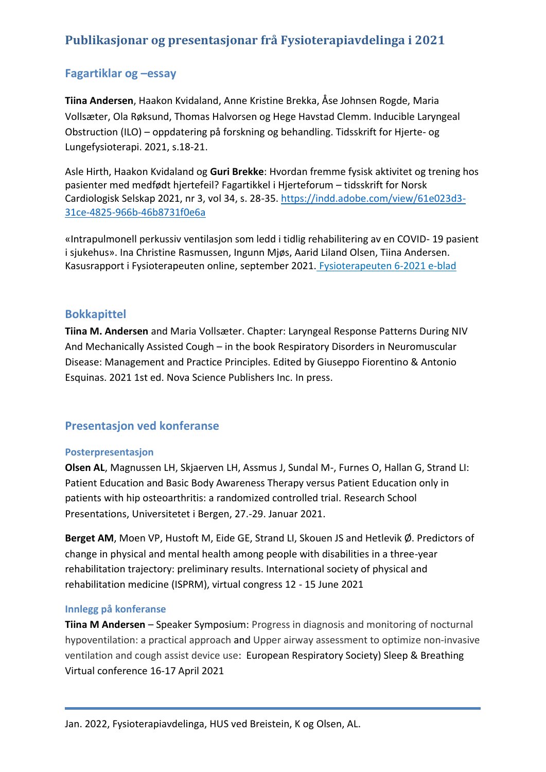# Publikasjonar og presentasjonar frå Fysioterapiavdelinga i 2021

## Fagartiklar og –essay

**Tiina Andersen**, Haakon Kvidaland, Anne Kristine Brekka, Åse Johnsen Rogde, Maria Vollsæter, Ola Røksund, Thomas Halvorsen og Hege Havstad Clemm. Inducible Laryngeal Obstruction (ILO) – oppdatering på forskning og behandling. Tidsskrift for Hjerte- og Lungefysioterapi. 2021, s.18-21.

Asle Hirth, Haakon Kvidaland og **Guri Brekke**: Hvordan fremme fysisk aktivitet og trening hos pasienter med medfødt hjertefeil? Fagartikkel i Hjerteforum – tidsskrift for Norsk Cardiologisk Selskap 2021, nr 3, vol 34, s. 28-35. https://indd.adobe.com/view/61e023d3-31ce-4825-966b-46b8731f0e6a

«Intrapulmonell perkussiv ventilasjon som ledd i tidlig rehabilitering av en COVID- 19 pasient i sjukehus». Ina Christine Rasmussen, Ingunn Mjøs, Aarid Liland Olsen, Tiina Andersen. Kasusrapport i Fysioterapeuten online, september 2021. Fysioterapeuten 6-2021 e-blad

## Bokkapittel

**Tiina M. Andersen** and Maria Vollsæter. Chapter: Laryngeal Response Patterns During NIV And Mechanically Assisted Cough – in the book Respiratory Disorders in Neuromuscular Disease: Management and Practice Principles. Edited by Giuseppo Fiorentino & Antonio Esquinas. 2021 1st ed. Nova Science Publishers Inc. In press.

## Presentasjon ved konferanse

### Posterpresentasjon

**Olsen AL**, Magnussen LH, Skjaerven LH, Assmus J, Sundal M-, Furnes O, Hallan G, Strand LI: Patient Education and Basic Body Awareness Therapy versus Patient Education only in patients with hip osteoarthritis: a randomized controlled trial. Research School Presentations, Universitetet i Bergen, 27.-29. Januar 2021.

**Berget AM**, Moen VP, Hustoft M, Eide GE, Strand LI, Skouen JS and Hetlevik Ø. Predictors of change in physical and mental health among people with disabilities in a three-year rehabilitation trajectory: preliminary results. International society of physical and rehabilitation medicine (ISPRM), virtual congress 12 - 15 June 2021

### Innlegg på konferanse

**Tiina M Andersen** – Speaker Symposium: Progress in diagnosis and monitoring of nocturnal hypoventilation: a practical approach and Upper airway assessment to optimize non-invasive ventilation and cough assist device use: European Respiratory Society) Sleep & Breathing Virtual conference 16-17 April 2021

Jan. 2022, Fysioterapiavdelinga, HUS ved Breistein, K og Olsen, AL.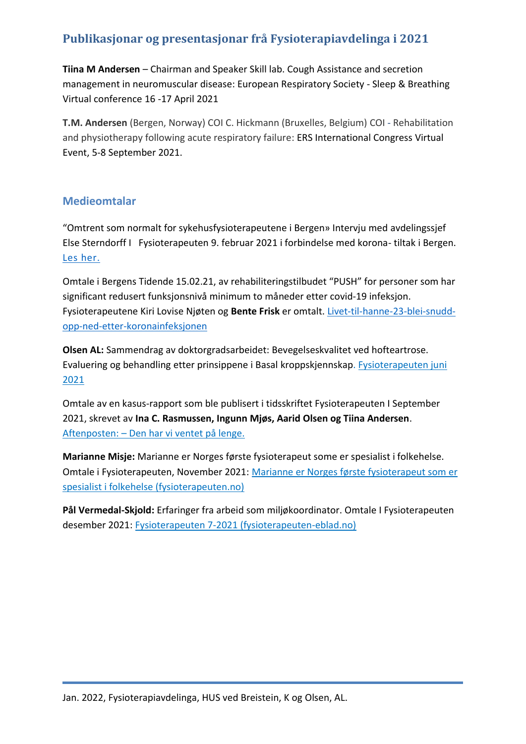## Publikasjonar og presentasjonar frå Fysioterapiavdelinga i 2021

**Tiina M Andersen** – Chairman and Speaker Skill lab. Cough Assistance and secretion management in neuromuscular disease: European Respiratory Society - Sleep & Breathing Virtual conference 16 -17 April 2021

**T.M. Andersen** (Bergen, Norway) COI C. Hickmann (Bruxelles, Belgium) COI - Rehabilitation and physiotherapy following acute respiratory failure: ERS International Congress Virtual Event, 5-8 September 2021.

## Medieomtalar

"Omtrent som normalt for sykehusfysioterapeutene i Bergen» Intervju med avdelingssjef Else Sterndorff I Fysioterapeuten 9. februar 2021 i forbindelse med korona- tiltak i Bergen. Les her.

Omtale i Bergens Tidende 15.02.21, av rehabiliteringstilbudet "PUSH" for personer som har significant redusert funksjonsnivå minimum to måneder etter covid-19 infeksjon. Fysioterapeutene Kiri Lovise Njøten og **Bente Frisk** er omtalt. Livet-til-hanne-23-blei-snudd-opp-ned-etter-koronainfeksjonen

**Olsen AL:** Sammendrag av doktorgradsarbeidet: Bevegelseskvalitet ved hofteartrose. Evaluering og behandling etter prinsippene i Basal kroppskjennskap. Fysioterapeuten juni 2021

Omtale av en kasus-rapport som ble publisert i tidsskriftet Fysioterapeuten I September 2021, skrevet av **Ina C. Rasmussen, Ingunn Mjøs, Aarid Olsen og Tiina Andersen**. Aftenposten: – Den har vi ventet på lenge.

**Marianne Misje:** Marianne er Norges første fysioterapeut some er spesialist i folkehelse. Omtale i Fysioterapeuten, November 2021: Marianne er Norges første fysioterapeut som er spesialist i folkehelse (fysioterapeuten.no)

**Pål Vermedal-Skjold:** Erfaringer fra arbeid som miljøkoordinator. Omtale I Fysioterapeuten desember 2021: Fysioterapeuten 7-2021 (fysioterapeuten-eblad.no)

Jan. 2022, Fysioterapiavdelinga, HUS ved Breistein, K og Olsen, AL.